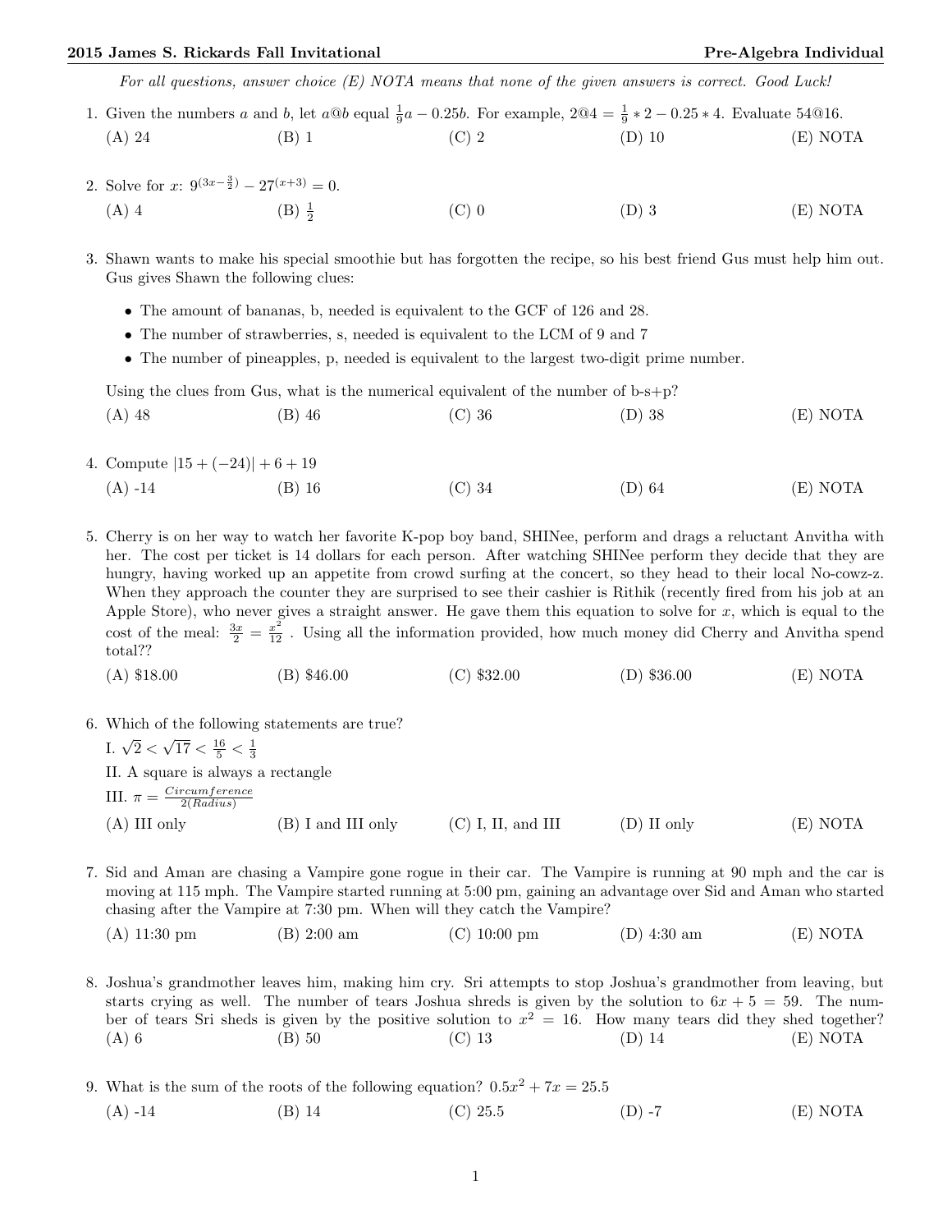*For all questions, answer choice (E) NOTA means that none of the given answers is correct. Good Luck!*

1. Given the numbers $a$ and $b$, let $a@b$ equal $\frac{1}{9}a - 0.25b$. For example, $2@4 = \frac{1}{9} * 2 - 0.25 * 4$. Evaluate $54@16$.

   (A) 24 (B) 1 (C) 2 (D) 10 (E) NOTA

2. Solve for $x$: $9^{(3x-\frac{3}{2})} - 27^{(x+3)} = 0$.

   (A) 4 (B) $\frac{1}{2}$ (C) 0 (D) 3 (E) NOTA

3. Shawn wants to make his special smoothie but has forgotten the recipe, so his best friend Gus must help him out. Gus gives Shawn the following clues:

   - The amount of bananas, b, needed is equivalent to the GCF of 126 and 28.
   - The number of strawberries, s, needed is equivalent to the LCM of 9 and 7
   - The number of pineapples, p, needed is equivalent to the largest two-digit prime number.

   Using the clues from Gus, what is the numerical equivalent of the number of b-s+p?

   (A) 48 (B) 46 (C) 36 (D) 38 (E) NOTA

4. Compute $|15 + (-24)| + 6 + 19$

   (A) -14 (B) 16 (C) 34 (D) 64 (E) NOTA

5. Cherry is on her way to watch her favorite K-pop boy band, SHINee, perform and drags a reluctant Anvitha with her. The cost per ticket is 14 dollars for each person. After watching SHINee perform they decide that they are hungry, having worked up an appetite from crowd surfing at the concert, so they head to their local No-cowz-z. When they approach the counter they are surprised to see their cashier is Rithik (recently fired from his job at an Apple Store), who never gives a straight answer. He gave them this equation to solve for $x$, which is equal to the cost of the meal: $\frac{3x}{2} = \frac{x^2}{12}$ . Using all the information provided, how much money did Cherry and Anvitha spend total??

   (A) \$18.00 (B) \$46.00 (C) \$32.00 (D) \$36.00 (E) NOTA

6. Which of the following statements are true?

   I. $\sqrt{2} < \sqrt{17} < \frac{16}{5} < \frac{1}{3}$

   II. A square is always a rectangle

   III. $\pi = \frac{Circumference}{2(Radius)}$

   (A) III only (B) I and III only (C) I, II, and III (D) II only (E) NOTA

7. Sid and Aman are chasing a Vampire gone rogue in their car. The Vampire is running at 90 mph and the car is moving at 115 mph. The Vampire started running at 5:00 pm, gaining an advantage over Sid and Aman who started chasing after the Vampire at 7:30 pm. When will they catch the Vampire?

   (A) 11:30 pm (B) 2:00 am (C) 10:00 pm (D) 4:30 am (E) NOTA

8. Joshua's grandmother leaves him, making him cry. Sri attempts to stop Joshua's grandmother from leaving, but starts crying as well. The number of tears Joshua shreds is given by the solution to $6x + 5 = 59$. The number of tears Sri sheds is given by the positive solution to $x^2 = 16$. How many tears did they shed together?

   (A) 6 (B) 50 (C) 13 (D) 14 (E) NOTA

9. What is the sum of the roots of the following equation? $0.5x^2 + 7x = 25.5$

   (A) -14 (B) 14 (C) 25.5 (D) -7 (E) NOTA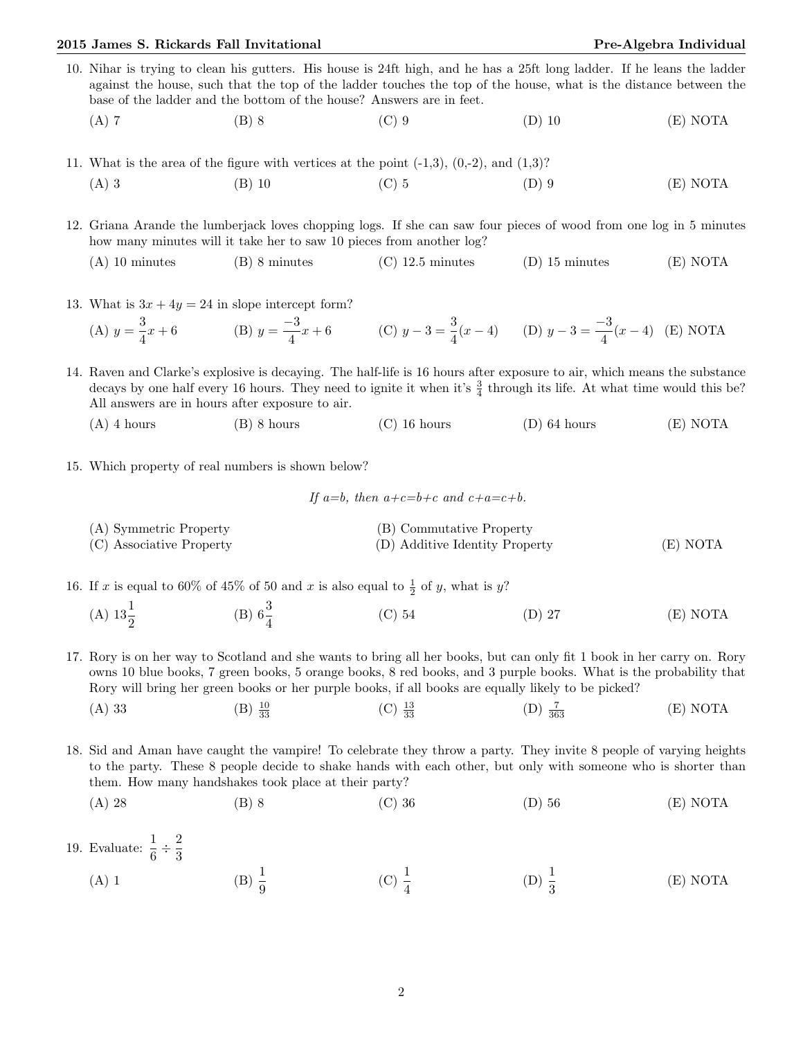10. Nihar is trying to clean his gutters. His house is 24ft high, and he has a 25ft long ladder. If he leans the ladder against the house, such that the top of the ladder touches the top of the house, what is the distance between the base of the ladder and the bottom of the house? Answers are in feet.

    (A) 7 (B) 8 (C) 9 (D) 10 (E) NOTA

11. What is the area of the figure with vertices at the point (-1,3), (0,-2), and (1,3)?

    (A) 3 (B) 10 (C) 5 (D) 9 (E) NOTA

12. Griana Arande the lumberjack loves chopping logs. If she can saw four pieces of wood from one log in 5 minutes how many minutes will it take her to saw 10 pieces from another log?

    (A) 10 minutes (B) 8 minutes (C) 12.5 minutes (D) 15 minutes (E) NOTA

13. What is $3x + 4y = 24$ in slope intercept form?

    (A) $y = \frac{3}{4}x + 6$ (B) $y = \frac{-3}{4}x + 6$ (C) $y - 3 = \frac{3}{4}(x - 4)$ (D) $y - 3 = \frac{-3}{4}(x - 4)$ (E) NOTA

14. Raven and Clarke's explosive is decaying. The half-life is 16 hours after exposure to air, which means the substance decays by one half every 16 hours. They need to ignite it when it's $\frac{3}{4}$ through its life. At what time would this be? All answers are in hours after exposure to air.

    (A) 4 hours (B) 8 hours (C) 16 hours (D) 64 hours (E) NOTA

15. Which property of real numbers is shown below?

    *If a=b, then a+c=b+c and c+a=c+b.*

    (A) Symmetric Property (B) Commutative Property (C) Associative Property (D) Additive Identity Property (E) NOTA

16. If $x$ is equal to 60% of 45% of 50 and $x$ is also equal to $\frac{1}{2}$ of $y$, what is $y$?

    (A) $13\frac{1}{2}$ (B) $6\frac{3}{4}$ (C) 54 (D) 27 (E) NOTA

17. Rory is on her way to Scotland and she wants to bring all her books, but can only fit 1 book in her carry on. Rory owns 10 blue books, 7 green books, 5 orange books, 8 red books, and 3 purple books. What is the probability that Rory will bring her green books or her purple books, if all books are equally likely to be picked?

    (A) 33 (B) $\frac{10}{33}$ (C) $\frac{13}{33}$ (D) $\frac{7}{363}$ (E) NOTA

18. Sid and Aman have caught the vampire! To celebrate they throw a party. They invite 8 people of varying heights to the party. These 8 people decide to shake hands with each other, but only with someone who is shorter than them. How many handshakes took place at their party?

    (A) 28 (B) 8 (C) 36 (D) 56 (E) NOTA

19. Evaluate: $\frac{1}{6} \div \frac{2}{3}$

    (A) 1 (B) $\frac{1}{9}$ (C) $\frac{1}{4}$ (D) $\frac{1}{3}$ (E) NOTA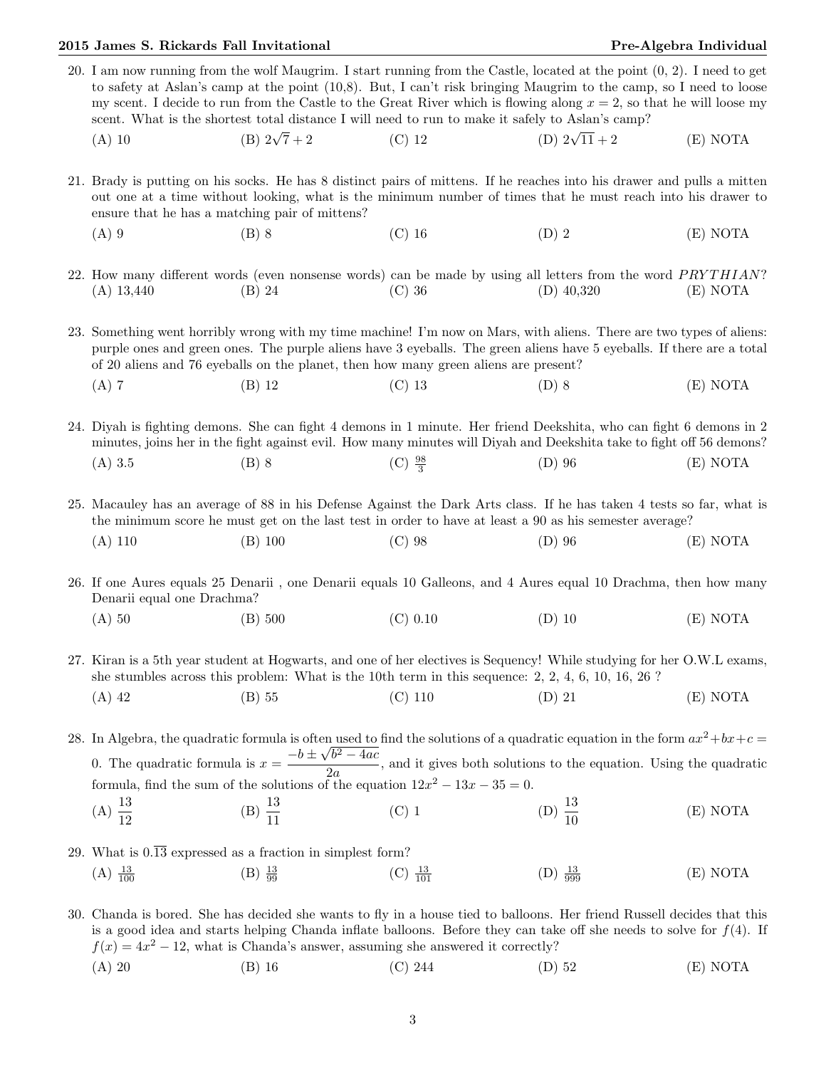20. I am now running from the wolf Maugrim. I start running from the Castle, located at the point (0, 2). I need to get to safety at Aslan's camp at the point (10,8). But, I can't risk bringing Maugrim to the camp, so I need to loose my scent. I decide to run from the Castle to the Great River which is flowing along $x = 2$, so that he will loose my scent. What is the shortest total distance I will need to run to make it safely to Aslan's camp?

    (A) 10 (B) $2\sqrt{7} + 2$ (C) 12 (D) $2\sqrt{11} + 2$ (E) NOTA

21. Brady is putting on his socks. He has 8 distinct pairs of mittens. If he reaches into his drawer and pulls a mitten out one at a time without looking, what is the minimum number of times that he must reach into his drawer to ensure that he has a matching pair of mittens?

    (A) 9 (B) 8 (C) 16 (D) 2 (E) NOTA

22. How many different words (even nonsense words) can be made by using all letters from the word $PRYTHIAN$?

    (A) 13,440 (B) 24 (C) 36 (D) 40,320 (E) NOTA

23. Something went horribly wrong with my time machine! I'm now on Mars, with aliens. There are two types of aliens: purple ones and green ones. The purple aliens have 3 eyeballs. The green aliens have 5 eyeballs. If there are a total of 20 aliens and 76 eyeballs on the planet, then how many green aliens are present?

    (A) 7 (B) 12 (C) 13 (D) 8 (E) NOTA

24. Diyah is fighting demons. She can fight 4 demons in 1 minute. Her friend Deekshita, who can fight 6 demons in 2 minutes, joins her in the fight against evil. How many minutes will Diyah and Deekshita take to fight off 56 demons?

    (A) 3.5 (B) 8 (C) $\frac{98}{3}$ (D) 96 (E) NOTA

25. Macauley has an average of 88 in his Defense Against the Dark Arts class. If he has taken 4 tests so far, what is the minimum score he must get on the last test in order to have at least a 90 as his semester average?

    (A) 110 (B) 100 (C) 98 (D) 96 (E) NOTA

26. If one Aures equals 25 Denarii , one Denarii equals 10 Galleons, and 4 Aures equal 10 Drachma, then how many Denarii equal one Drachma?

    (A) 50 (B) 500 (C) 0.10 (D) 10 (E) NOTA

27. Kiran is a 5th year student at Hogwarts, and one of her electives is Sequency! While studying for her O.W.L exams, she stumbles across this problem: What is the 10th term in this sequence: 2, 2, 4, 6, 10, 16, 26 ?

    (A) 42 (B) 55 (C) 110 (D) 21 (E) NOTA

28. In Algebra, the quadratic formula is often used to find the solutions of a quadratic equation in the form $ax^2+bx+c = 0$. The quadratic formula is $x = \dfrac{-b \pm \sqrt{b^2 - 4ac}}{2a}$, and it gives both solutions to the equation. Using the quadratic formula, find the sum of the solutions of the equation $12x^2 - 13x - 35 = 0$.

    (A) $\dfrac{13}{12}$ (B) $\dfrac{13}{11}$ (C) 1 (D) $\dfrac{13}{10}$ (E) NOTA

29. What is $0.\overline{13}$ expressed as a fraction in simplest form?

    (A) $\frac{13}{100}$ (B) $\frac{13}{99}$ (C) $\frac{13}{101}$ (D) $\frac{13}{999}$ (E) NOTA

30. Chanda is bored. She has decided she wants to fly in a house tied to balloons. Her friend Russell decides that this is a good idea and starts helping Chanda inflate balloons. Before they can take off she needs to solve for $f(4)$. If $f(x) = 4x^2 - 12$, what is Chanda's answer, assuming she answered it correctly?

    (A) 20 (B) 16 (C) 244 (D) 52 (E) NOTA